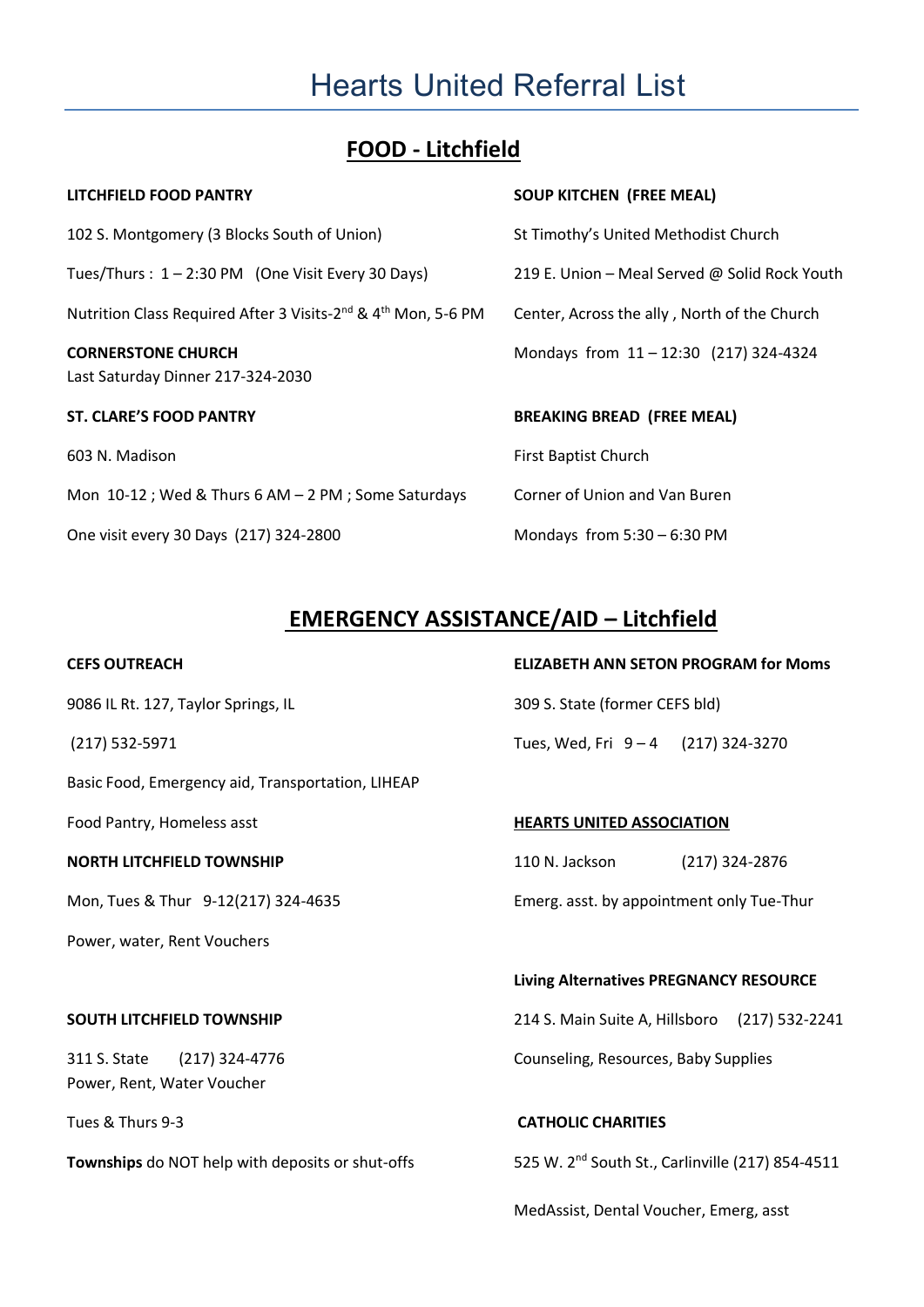# Hearts United Referral List

## FOOD - Litchfield

**LITCHFIELD FOOD PANTRY**

102 S. Montgomery (3 Blocks South of Union)

Tues/Thurs : 1 – 2:30 PM (One Visit Every 30 Days)

Nutrition Class Required After 3 Visits-2nd & 4th Mon, 5-6 PM

**CORNERSTONE CHURCH**
Last Saturday Dinner 217-324-2030

**ST. CLARE'S FOOD PANTRY**

603 N. Madison

Mon 10-12 ; Wed & Thurs 6 AM – 2 PM ; Some Saturdays

One visit every 30 Days (217) 324-2800

**SOUP KITCHEN (FREE MEAL)**

St Timothy's United Methodist Church

219 E. Union – Meal Served @ Solid Rock Youth Center, Across the ally , North of the Church

Mondays from 11 – 12:30 (217) 324-4324

**BREAKING BREAD (FREE MEAL)**

First Baptist Church

Corner of Union and Van Buren

Mondays from 5:30 – 6:30 PM

## EMERGENCY ASSISTANCE/AID – Litchfield

**CEFS OUTREACH**

9086 IL Rt. 127, Taylor Springs, IL

(217) 532-5971

Basic Food, Emergency aid, Transportation, LIHEAP

Food Pantry, Homeless asst

**NORTH LITCHFIELD TOWNSHIP**

Mon, Tues & Thur 9-12(217) 324-4635

Power, water, Rent Vouchers

**SOUTH LITCHFIELD TOWNSHIP**

311 S. State (217) 324-4776
Power, Rent, Water Voucher

Tues & Thurs 9-3

**Townships** do NOT help with deposits or shut-offs

**ELIZABETH ANN SETON PROGRAM for Moms**

309 S. State (former CEFS bld)

Tues, Wed, Fri 9 – 4 (217) 324-3270

**HEARTS UNITED ASSOCIATION**

110 N. Jackson (217) 324-2876

Emerg. asst. by appointment only Tue-Thur

**Living Alternatives PREGNANCY RESOURCE**

214 S. Main Suite A, Hillsboro (217) 532-2241

Counseling, Resources, Baby Supplies

**CATHOLIC CHARITIES**

525 W. 2nd South St., Carlinville (217) 854-4511

MedAssist, Dental Voucher, Emerg, asst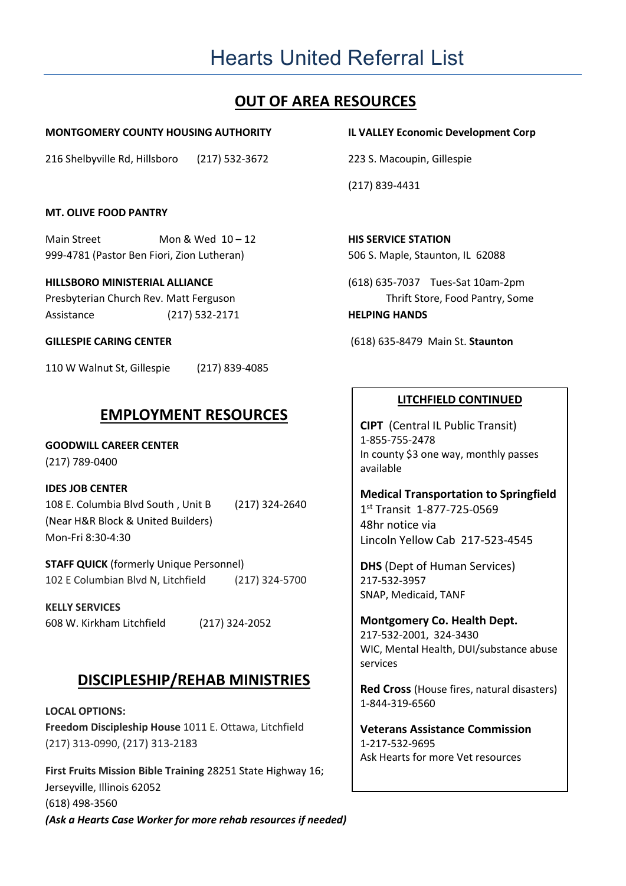# Hearts United Referral List

## OUT OF AREA RESOURCES

**MONTGOMERY COUNTY HOUSING AUTHORITY**

216 Shelbyville Rd, Hillsboro (217) 532-3672

**MT. OLIVE FOOD PANTRY**

Main Street Mon & Wed 10 – 12
999-4781 (Pastor Ben Fiori, Zion Lutheran)

**HILLSBORO MINISTERIAL ALLIANCE**
Presbyterian Church Rev. Matt Ferguson
Assistance (217) 532-2171

**GILLESPIE CARING CENTER**

110 W Walnut St, Gillespie (217) 839-4085

**IL VALLEY Economic Development Corp**

223 S. Macoupin, Gillespie

(217) 839-4431

**HIS SERVICE STATION**
506 S. Maple, Staunton, IL 62088

(618) 635-7037 Tues-Sat 10am-2pm
Thrift Store, Food Pantry, Some

**HELPING HANDS**

(618) 635-8479 Main St. **Staunton**

## EMPLOYMENT RESOURCES

**GOODWILL CAREER CENTER**
(217) 789-0400

**IDES JOB CENTER**
108 E. Columbia Blvd South , Unit B (217) 324-2640
(Near H&R Block & United Builders)
Mon-Fri 8:30-4:30

**STAFF QUICK** (formerly Unique Personnel)
102 E Columbian Blvd N, Litchfield (217) 324-5700

**KELLY SERVICES**
608 W. Kirkham Litchfield (217) 324-2052

## DISCIPLESHIP/REHAB MINISTRIES

**LOCAL OPTIONS:**
**Freedom Discipleship House** 1011 E. Ottawa, Litchfield
(217) 313-0990, (217) 313-2183

**First Fruits Mission Bible Training** 28251 State Highway 16;
Jerseyville, Illinois 62052
(618) 498-3560
***(Ask a Hearts Case Worker for more rehab resources if needed)***

## LITCHFIELD CONTINUED

**CIPT** (Central IL Public Transit)
1-855-755-2478
In county $3 one way, monthly passes available

**Medical Transportation to Springfield**
1st Transit 1-877-725-0569
48hr notice via
Lincoln Yellow Cab 217-523-4545

**DHS** (Dept of Human Services)
217-532-3957
SNAP, Medicaid, TANF

**Montgomery Co. Health Dept.**
217-532-2001, 324-3430
WIC, Mental Health, DUI/substance abuse services

**Red Cross** (House fires, natural disasters)
1-844-319-6560

**Veterans Assistance Commission**
1-217-532-9695
Ask Hearts for more Vet resources